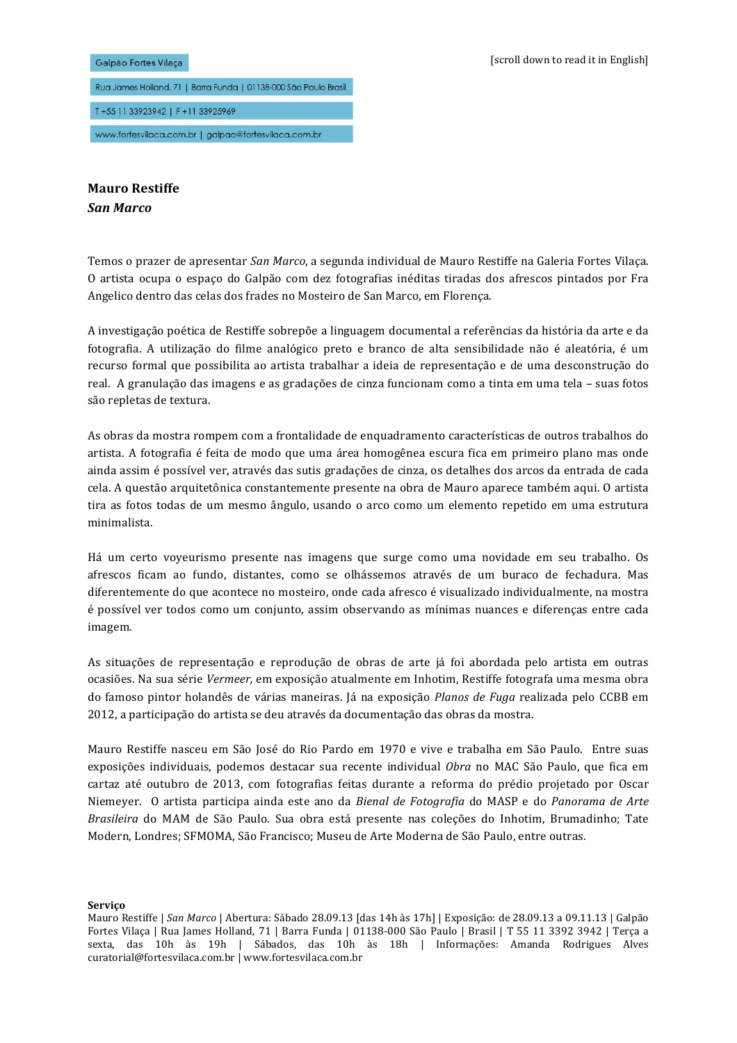Galpão Fortes Vilaça

Rua James Holland, 71 | Barra Funda | 01138-000 São Paulo Brasil

T +55 11 33923942 | F +11 33925969

www.fortesvilaca.com.br | galpao@fortesvilaca.com.br

[scroll down to read it in English]

**Mauro Restiffe**
***San Marco***

Temos o prazer de apresentar *San Marco*, a segunda individual de Mauro Restiffe na Galeria Fortes Vilaça. O artista ocupa o espaço do Galpão com dez fotografias inéditas tiradas dos afrescos pintados por Fra Angelico dentro das celas dos frades no Mosteiro de San Marco, em Florença.

A investigação poética de Restiffe sobrepõe a linguagem documental a referências da história da arte e da fotografia. A utilização do filme analógico preto e branco de alta sensibilidade não é aleatória, é um recurso formal que possibilita ao artista trabalhar a ideia de representação e de uma desconstrução do real. A granulação das imagens e as gradações de cinza funcionam como a tinta em uma tela – suas fotos são repletas de textura.

As obras da mostra rompem com a frontalidade de enquadramento características de outros trabalhos do artista. A fotografia é feita de modo que uma área homogênea escura fica em primeiro plano mas onde ainda assim é possível ver, através das sutis gradações de cinza, os detalhes dos arcos da entrada de cada cela. A questão arquitetônica constantemente presente na obra de Mauro aparece também aqui. O artista tira as fotos todas de um mesmo ângulo, usando o arco como um elemento repetido em uma estrutura minimalista.

Há um certo voyeurismo presente nas imagens que surge como uma novidade em seu trabalho. Os afrescos ficam ao fundo, distantes, como se olhássemos através de um buraco de fechadura. Mas diferentemente do que acontece no mosteiro, onde cada afresco é visualizado individualmente, na mostra é possível ver todos como um conjunto, assim observando as mínimas nuances e diferenças entre cada imagem.

As situações de representação e reprodução de obras de arte já foi abordada pelo artista em outras ocasiões. Na sua série *Vermeer,* em exposição atualmente em Inhotim, Restiffe fotografa uma mesma obra do famoso pintor holandês de várias maneiras. Já na exposição *Planos de Fuga* realizada pelo CCBB em 2012, a participação do artista se deu através da documentação das obras da mostra.

Mauro Restiffe nasceu em São José do Rio Pardo em 1970 e vive e trabalha em São Paulo. Entre suas exposições individuais, podemos destacar sua recente individual *Obra* no MAC São Paulo, que fica em cartaz até outubro de 2013, com fotografias feitas durante a reforma do prédio projetado por Oscar Niemeyer. O artista participa ainda este ano da *Bienal de Fotografia* do MASP e do *Panorama de Arte Brasileira* do MAM de São Paulo. Sua obra está presente nas coleções do Inhotim, Brumadinho; Tate Modern, Londres; SFMOMA, São Francisco; Museu de Arte Moderna de São Paulo, entre outras.

**Serviço**
Mauro Restiffe | *San Marco* | Abertura: Sábado 28.09.13 [das 14h às 17h] | Exposição: de 28.09.13 a 09.11.13 | Galpão Fortes Vilaça | Rua James Holland, 71 | Barra Funda | 01138-000 São Paulo | Brasil | T 55 11 3392 3942 | Terça a sexta, das 10h às 19h | Sábados, das 10h às 18h | Informações: Amanda Rodrigues Alves curatorial@fortesvilaca.com.br | www.fortesvilaca.com.br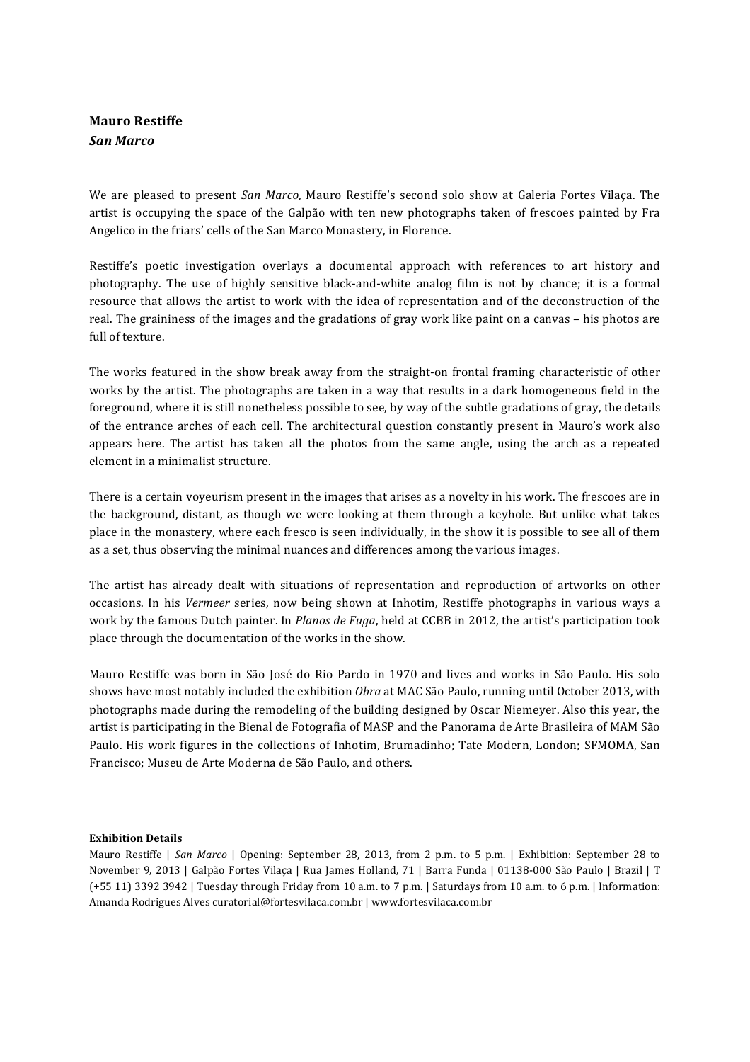**Mauro Restiffe**
***San Marco***

We are pleased to present *San Marco*, Mauro Restiffe's second solo show at Galeria Fortes Vilaça. The artist is occupying the space of the Galpão with ten new photographs taken of frescoes painted by Fra Angelico in the friars' cells of the San Marco Monastery, in Florence.

Restiffe's poetic investigation overlays a documental approach with references to art history and photography. The use of highly sensitive black-and-white analog film is not by chance; it is a formal resource that allows the artist to work with the idea of representation and of the deconstruction of the real. The graininess of the images and the gradations of gray work like paint on a canvas – his photos are full of texture.

The works featured in the show break away from the straight-on frontal framing characteristic of other works by the artist. The photographs are taken in a way that results in a dark homogeneous field in the foreground, where it is still nonetheless possible to see, by way of the subtle gradations of gray, the details of the entrance arches of each cell. The architectural question constantly present in Mauro's work also appears here. The artist has taken all the photos from the same angle, using the arch as a repeated element in a minimalist structure.

There is a certain voyeurism present in the images that arises as a novelty in his work. The frescoes are in the background, distant, as though we were looking at them through a keyhole. But unlike what takes place in the monastery, where each fresco is seen individually, in the show it is possible to see all of them as a set, thus observing the minimal nuances and differences among the various images.

The artist has already dealt with situations of representation and reproduction of artworks on other occasions. In his *Vermeer* series, now being shown at Inhotim, Restiffe photographs in various ways a work by the famous Dutch painter. In *Planos de Fuga*, held at CCBB in 2012, the artist's participation took place through the documentation of the works in the show.

Mauro Restiffe was born in São José do Rio Pardo in 1970 and lives and works in São Paulo. His solo shows have most notably included the exhibition *Obra* at MAC São Paulo, running until October 2013, with photographs made during the remodeling of the building designed by Oscar Niemeyer. Also this year, the artist is participating in the Bienal de Fotografia of MASP and the Panorama de Arte Brasileira of MAM São Paulo. His work figures in the collections of Inhotim, Brumadinho; Tate Modern, London; SFMOMA, San Francisco; Museu de Arte Moderna de São Paulo, and others.

**Exhibition Details**

Mauro Restiffe | *San Marco* | Opening: September 28, 2013, from 2 p.m. to 5 p.m. | Exhibition: September 28 to November 9, 2013 | Galpão Fortes Vilaça | Rua James Holland, 71 | Barra Funda | 01138-000 São Paulo | Brazil | T (+55 11) 3392 3942 | Tuesday through Friday from 10 a.m. to 7 p.m. | Saturdays from 10 a.m. to 6 p.m. | Information: Amanda Rodrigues Alves curatorial@fortesvilaca.com.br | www.fortesvilaca.com.br